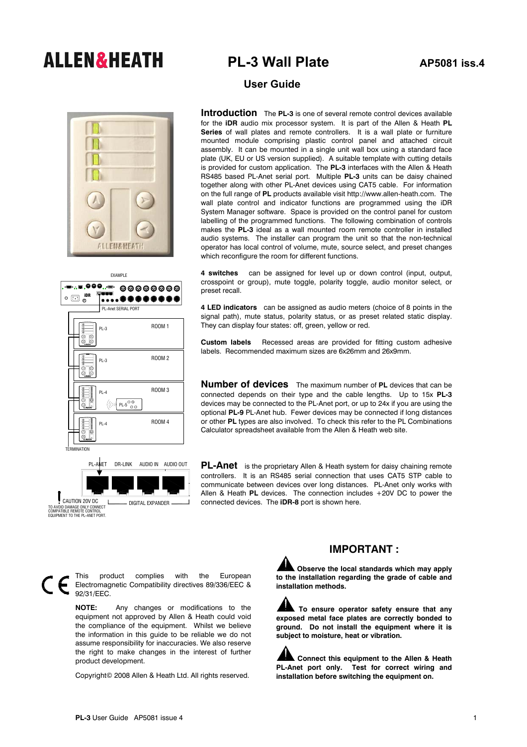# ALLEN&HEATH PL-3 Wall Plate

AP5081 iss.4

## User Guide

**Introduction** The **PL-3** is one of several remote control devices available for the **iDR** audio mix processor system. It is part of the Allen & Heath **PL Series** of wall plates and remote controllers. It is a wall plate or furniture mounted module comprising plastic control panel and attached circuit assembly. It can be mounted in a single unit wall box using a standard face plate (UK, EU or US version supplied). A suitable template with cutting details is provided for custom application. The **PL-3** interfaces with the Allen & Heath RS485 based PL-Anet serial port. Multiple **PL-3** units can be daisy chained together along with other PL-Anet devices using CAT5 cable. For information on the full range of **PL** products available visit http://www.allen-heath.com. The wall plate control and indicator functions are programmed using the iDR System Manager software. Space is provided on the control panel for custom labelling of the programmed functions. The following combination of controls makes the **PL-3** ideal as a wall mounted room remote controller in installed audio systems. The installer can program the unit so that the non-technical operator has local control of volume, mute, source select, and preset changes which reconfigure the room for different functions.

**4 switches** can be assigned for level up or down control (input, output, crosspoint or group), mute toggle, polarity toggle, audio monitor select, or preset recall.

**4 LED indicators** can be assigned as audio meters (choice of 8 points in the signal path), mute status, polarity status, or as preset related static display. They can display four states: off, green, yellow or red.

**Custom labels** Recessed areas are provided for fitting custom adhesive labels. Recommended maximum sizes are 6x26mm and 26x9mm.

EXAMPLE

PL-Anet SERIAL PORT

PL-3 ROOM 1

PL-3 ROOM 2

PL-4 ROOM 3 PL-5

PL-4 ROOM 4

TERMINATION

PL-ANET DR-LINK AUDIO IN AUDIO OUT

CAUTION 20V DC
TO AVOID DAMAGE ONLY CONNECT COMPATIBLE REMOTE CONTROL EQUIPMENT TO THE PL-ANET PORT.

DIGITAL EXPANDER

**Number of devices** The maximum number of **PL** devices that can be connected depends on their type and the cable lengths. Up to 15x **PL-3** devices may be connected to the PL-Anet port, or up to 24x if you are using the optional **PL-9** PL-Anet hub. Fewer devices may be connected if long distances or other **PL** types are also involved. To check this refer to the PL Combinations Calculator spreadsheet available from the Allen & Heath web site.

**PL-Anet** is the proprietary Allen & Heath system for daisy chaining remote controllers. It is an RS485 serial connection that uses CAT5 STP cable to communicate between devices over long distances. PL-Anet only works with Allen & Heath **PL** devices. The connection includes +20V DC to power the connected devices. The **iDR-8** port is shown here.

CE This product complies with the European Electromagnetic Compatibility directives 89/336/EEC & 92/31/EEC.

**NOTE:** Any changes or modifications to the equipment not approved by Allen & Heath could void the compliance of the equipment. Whilst we believe the information in this guide to be reliable we do not assume responsibility for inaccuracies. We also reserve the right to make changes in the interest of further product development.

Copyright© 2008 Allen & Heath Ltd. All rights reserved.

## IMPORTANT :

**Observe the local standards which may apply to the installation regarding the grade of cable and installation methods.**

**To ensure operator safety ensure that any exposed metal face plates are correctly bonded to ground. Do not install the equipment where it is subject to moisture, heat or vibration.**

**Connect this equipment to the Allen & Heath PL-Anet port only. Test for correct wiring and installation before switching the equipment on.**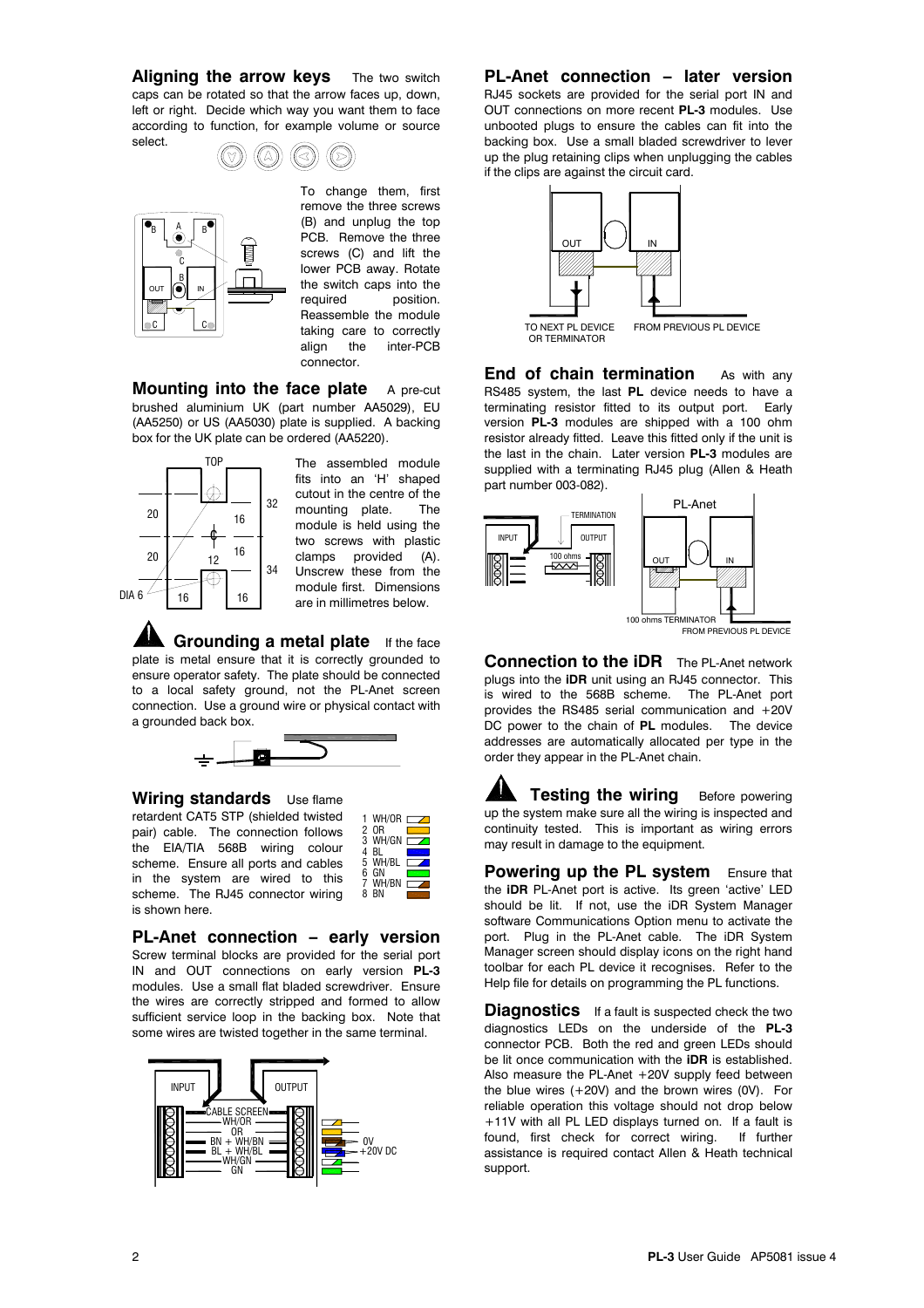## Aligning the arrow keys

The two switch caps can be rotated so that the arrow faces up, down, left or right. Decide which way you want them to face according to function, for example volume or source select.

To change them, first remove the three screws (B) and unplug the top PCB. Remove the three screws (C) and lift the lower PCB away. Rotate the switch caps into the required position. Reassemble the module taking care to correctly align the inter-PCB connector.

## Mounting into the face plate

A pre-cut brushed aluminium UK (part number AA5029), EU (AA5250) or US (AA5030) plate is supplied. A backing box for the UK plate can be ordered (AA5220).

The assembled module fits into an 'H' shaped cutout in the centre of the mounting plate. The module is held using the two screws with plastic clamps provided (A). Unscrew these from the module first. Dimensions are in millimetres below.

TOP
20
20
DIA 6
32
16
16
12
34
16
16

## Grounding a metal plate

If the face plate is metal ensure that it is correctly grounded to ensure operator safety. The plate should be connected to a local safety ground, not the PL-Anet screen connection. Use a ground wire or physical contact with a grounded back box.

## Wiring standards

Use flame retardant CAT5 STP (shielded twisted pair) cable. The connection follows the EIA/TIA 568B wiring colour scheme. Ensure all ports and cables in the system are wired to this scheme. The RJ45 connector wiring is shown here.

1 WH/OR
2 OR
3 WH/GN
4 BL
5 WH/BL
6 GN
7 WH/BN
8 BN

## PL-Anet connection – early version

Screw terminal blocks are provided for the serial port IN and OUT connections on early version **PL-3** modules. Use a small flat bladed screwdriver. Ensure the wires are correctly stripped and formed to allow sufficient service loop in the backing box. Note that some wires are twisted together in the same terminal.

INPUT
OUTPUT
CABLE SCREEN
WH/OR
OR
BN + WH/BN
BL + WH/BL
WH/GN
GN
0V
+20V DC

## PL-Anet connection – later version

RJ45 sockets are provided for the serial port IN and OUT connections on more recent **PL-3** modules. Use unbooted plugs to ensure the cables can fit into the backing box. Use a small bladed screwdriver to lever up the plug retaining clips when unplugging the cables if the clips are against the circuit card.

OUT
IN
TO NEXT PL DEVICE OR TERMINATOR
FROM PREVIOUS PL DEVICE

## End of chain termination

As with any RS485 system, the last **PL** device needs to have a terminating resistor fitted to its output port. Early version **PL-3** modules are shipped with a 100 ohm resistor already fitted. Leave this fitted only if the unit is the last in the chain. Later version **PL-3** modules are supplied with a terminating RJ45 plug (Allen & Heath part number 003-082).

INPUT
TERMINATION
OUTPUT
100 ohms
PL-Anet
OUT
IN
100 ohms TERMINATOR
FROM PREVIOUS PL DEVICE

## Connection to the iDR

The PL-Anet network plugs into the **iDR** unit using an RJ45 connector. This is wired to the 568B scheme. The PL-Anet port provides the RS485 serial communication and +20V DC power to the chain of **PL** modules. The device addresses are automatically allocated per type in the order they appear in the PL-Anet chain.

## Testing the wiring

Before powering up the system make sure all the wiring is inspected and continuity tested. This is important as wiring errors may result in damage to the equipment.

## Powering up the PL system

Ensure that the **iDR** PL-Anet port is active. Its green 'active' LED should be lit. If not, use the iDR System Manager software Communications Option menu to activate the port. Plug in the PL-Anet cable. The iDR System Manager screen should display icons on the right hand toolbar for each PL device it recognises. Refer to the Help file for details on programming the PL functions.

## Diagnostics

If a fault is suspected check the two diagnostics LEDs on the underside of the **PL-3** connector PCB. Both the red and green LEDs should be lit once communication with the **iDR** is established. Also measure the PL-Anet +20V supply feed between the blue wires (+20V) and the brown wires (0V). For reliable operation this voltage should not drop below +11V with all PL LED displays turned on. If a fault is found, first check for correct wiring. If further assistance is required contact Allen & Heath technical support.